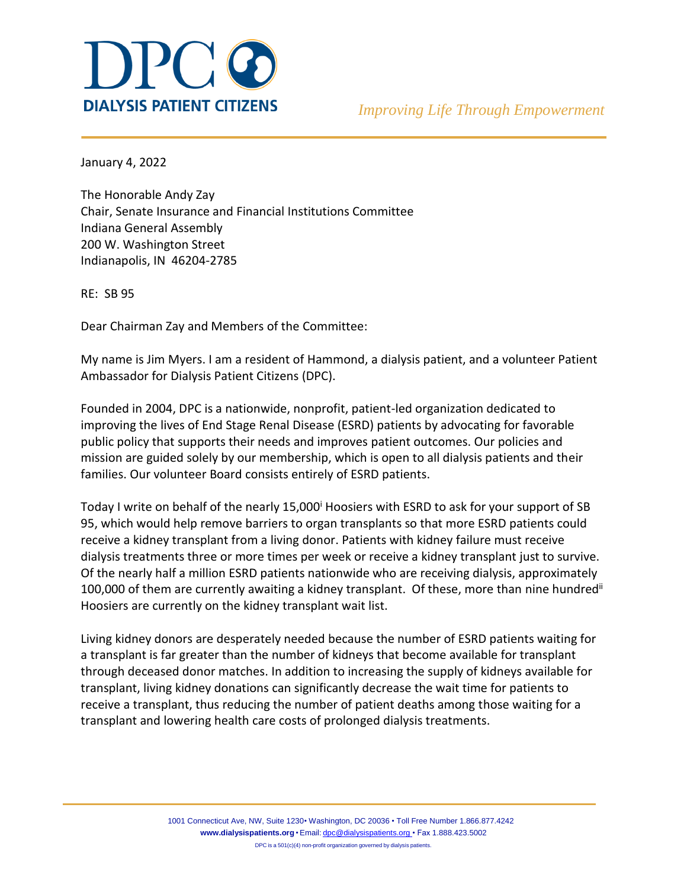# DPC DIALYSIS PATIENT CITIZENS

*Improving Life Through Empowerment*

January 4, 2022

The Honorable Andy Zay
Chair, Senate Insurance and Financial Institutions Committee
Indiana General Assembly
200 W. Washington Street
Indianapolis, IN 46204-2785

RE: SB 95

Dear Chairman Zay and Members of the Committee:

My name is Jim Myers. I am a resident of Hammond, a dialysis patient, and a volunteer Patient Ambassador for Dialysis Patient Citizens (DPC).

Founded in 2004, DPC is a nationwide, nonprofit, patient-led organization dedicated to improving the lives of End Stage Renal Disease (ESRD) patients by advocating for favorable public policy that supports their needs and improves patient outcomes. Our policies and mission are guided solely by our membership, which is open to all dialysis patients and their families. Our volunteer Board consists entirely of ESRD patients.

Today I write on behalf of the nearly 15,000[i] Hoosiers with ESRD to ask for your support of SB 95, which would help remove barriers to organ transplants so that more ESRD patients could receive a kidney transplant from a living donor. Patients with kidney failure must receive dialysis treatments three or more times per week or receive a kidney transplant just to survive. Of the nearly half a million ESRD patients nationwide who are receiving dialysis, approximately 100,000 of them are currently awaiting a kidney transplant. Of these, more than nine hundred[ii] Hoosiers are currently on the kidney transplant wait list.

Living kidney donors are desperately needed because the number of ESRD patients waiting for a transplant is far greater than the number of kidneys that become available for transplant through deceased donor matches. In addition to increasing the supply of kidneys available for transplant, living kidney donations can significantly decrease the wait time for patients to receive a transplant, thus reducing the number of patient deaths among those waiting for a transplant and lowering health care costs of prolonged dialysis treatments.

1001 Connecticut Ave, NW, Suite 1230• Washington, DC 20036 • Toll Free Number 1.866.877.4242
**www.dialysispatients.org** • Email: dpc@dialysispatients.org • Fax 1.888.423.5002
DPC is a 501(c)(4) non-profit organization governed by dialysis patients.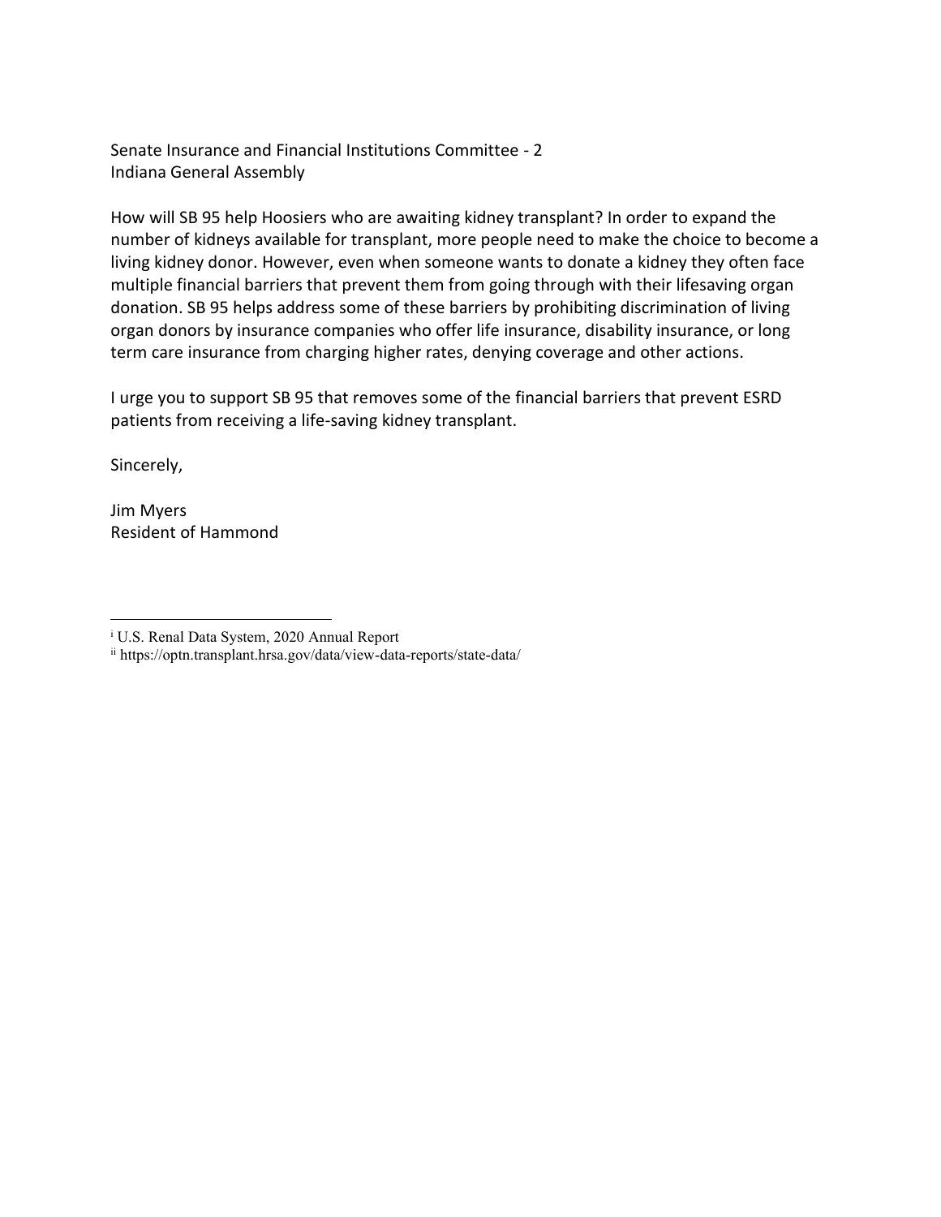Senate Insurance and Financial Institutions Committee - 2
Indiana General Assembly

How will SB 95 help Hoosiers who are awaiting kidney transplant? In order to expand the number of kidneys available for transplant, more people need to make the choice to become a living kidney donor. However, even when someone wants to donate a kidney they often face multiple financial barriers that prevent them from going through with their lifesaving organ donation. SB 95 helps address some of these barriers by prohibiting discrimination of living organ donors by insurance companies who offer life insurance, disability insurance, or long term care insurance from charging higher rates, denying coverage and other actions.

I urge you to support SB 95 that removes some of the financial barriers that prevent ESRD patients from receiving a life-saving kidney transplant.

Sincerely,

Jim Myers
Resident of Hammond

---

[i] U.S. Renal Data System, 2020 Annual Report

[ii] https://optn.transplant.hrsa.gov/data/view-data-reports/state-data/